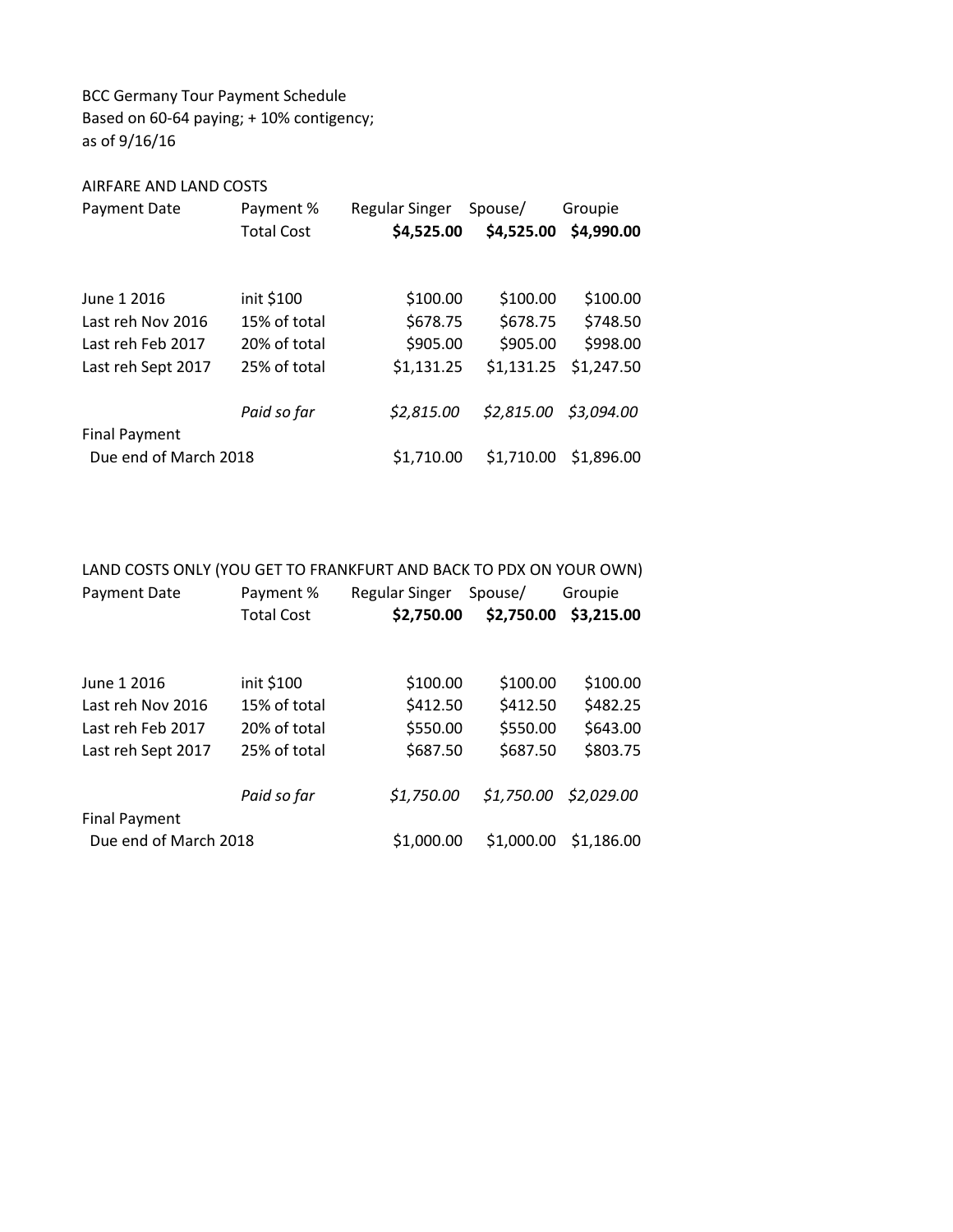BCC Germany Tour Payment Schedule
Based on 60-64 paying; + 10% contigency;
as of 9/16/16

AIRFARE AND LAND COSTS

| Payment Date | Payment % | Regular Singer | Spouse/ | Groupie |
|---|---|---|---|---|
| | Total Cost | **$4,525.00** | **$4,525.00** | **$4,990.00** |
| June 1 2016 | init $100 | $100.00 | $100.00 | $100.00 |
| Last reh Nov 2016 | 15% of total | $678.75 | $678.75 | $748.50 |
| Last reh Feb 2017 | 20% of total | $905.00 | $905.00 | $998.00 |
| Last reh Sept 2017 | 25% of total | $1,131.25 | $1,131.25 | $1,247.50 |
| | *Paid so far* | *$2,815.00* | *$2,815.00* | *$3,094.00* |
| Final Payment Due end of March 2018 | | $1,710.00 | $1,710.00 | $1,896.00 |

LAND COSTS ONLY (YOU GET TO FRANKFURT AND BACK TO PDX ON YOUR OWN)

| Payment Date | Payment % | Regular Singer | Spouse/ | Groupie |
|---|---|---|---|---|
| | Total Cost | **$2,750.00** | **$2,750.00** | **$3,215.00** |
| June 1 2016 | init $100 | $100.00 | $100.00 | $100.00 |
| Last reh Nov 2016 | 15% of total | $412.50 | $412.50 | $482.25 |
| Last reh Feb 2017 | 20% of total | $550.00 | $550.00 | $643.00 |
| Last reh Sept 2017 | 25% of total | $687.50 | $687.50 | $803.75 |
| | *Paid so far* | *$1,750.00* | *$1,750.00* | *$2,029.00* |
| Final Payment Due end of March 2018 | | $1,000.00 | $1,000.00 | $1,186.00 |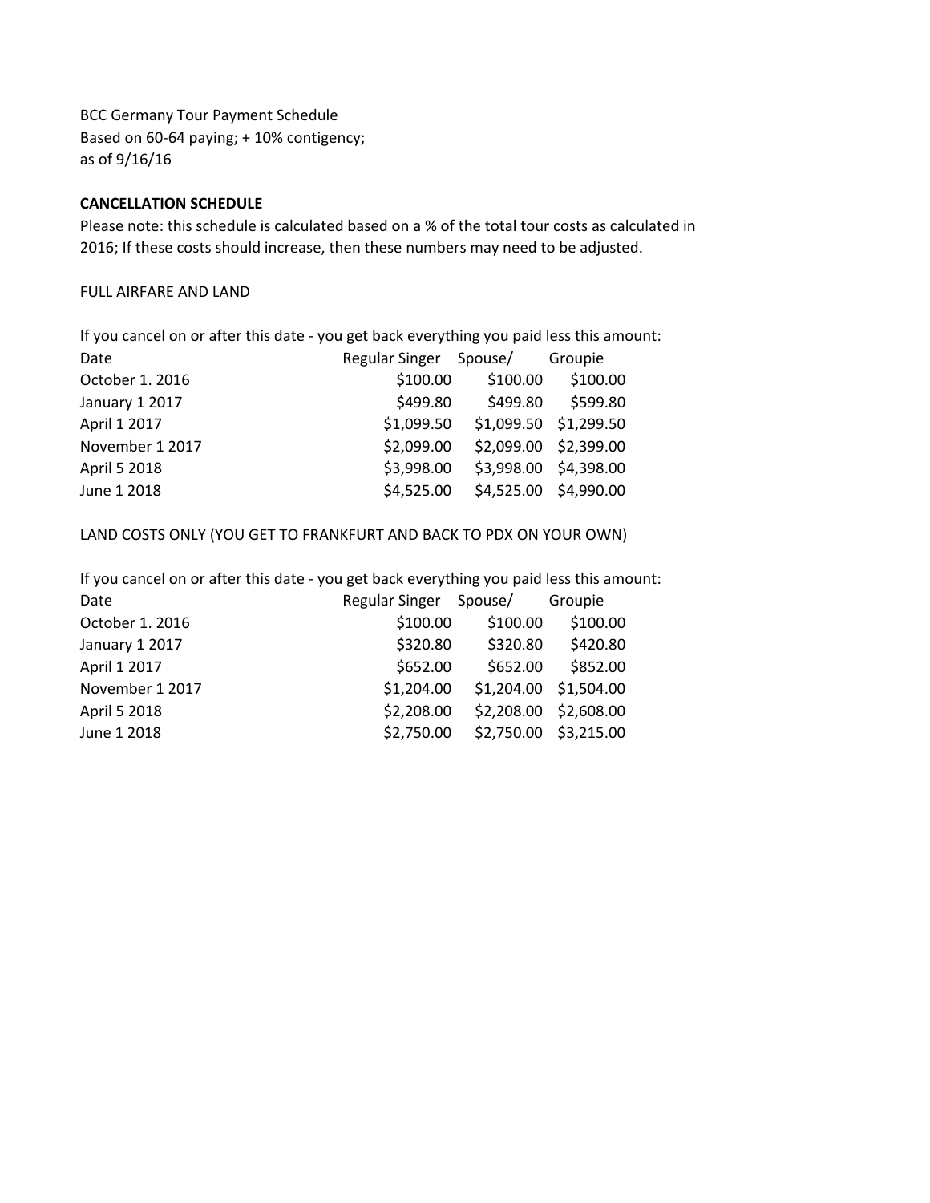BCC Germany Tour Payment Schedule
Based on 60-64 paying; + 10% contigency;
as of 9/16/16

**CANCELLATION SCHEDULE**

Please note: this schedule is calculated based on a % of the total tour costs as calculated in 2016; If these costs should increase, then these numbers may need to be adjusted.

FULL AIRFARE AND LAND

If you cancel on or after this date - you get back everything you paid less this amount:

| Date | Regular Singer | Spouse/ | Groupie |
|---|---|---|---|
| October 1. 2016 | $100.00 | $100.00 | $100.00 |
| January 1 2017 | $499.80 | $499.80 | $599.80 |
| April 1 2017 | $1,099.50 | $1,099.50 | $1,299.50 |
| November 1 2017 | $2,099.00 | $2,099.00 | $2,399.00 |
| April 5 2018 | $3,998.00 | $3,998.00 | $4,398.00 |
| June 1 2018 | $4,525.00 | $4,525.00 | $4,990.00 |

LAND COSTS ONLY (YOU GET TO FRANKFURT AND BACK TO PDX ON YOUR OWN)

If you cancel on or after this date - you get back everything you paid less this amount:

| Date | Regular Singer | Spouse/ | Groupie |
|---|---|---|---|
| October 1. 2016 | $100.00 | $100.00 | $100.00 |
| January 1 2017 | $320.80 | $320.80 | $420.80 |
| April 1 2017 | $652.00 | $652.00 | $852.00 |
| November 1 2017 | $1,204.00 | $1,204.00 | $1,504.00 |
| April 5 2018 | $2,208.00 | $2,208.00 | $2,608.00 |
| June 1 2018 | $2,750.00 | $2,750.00 | $3,215.00 |